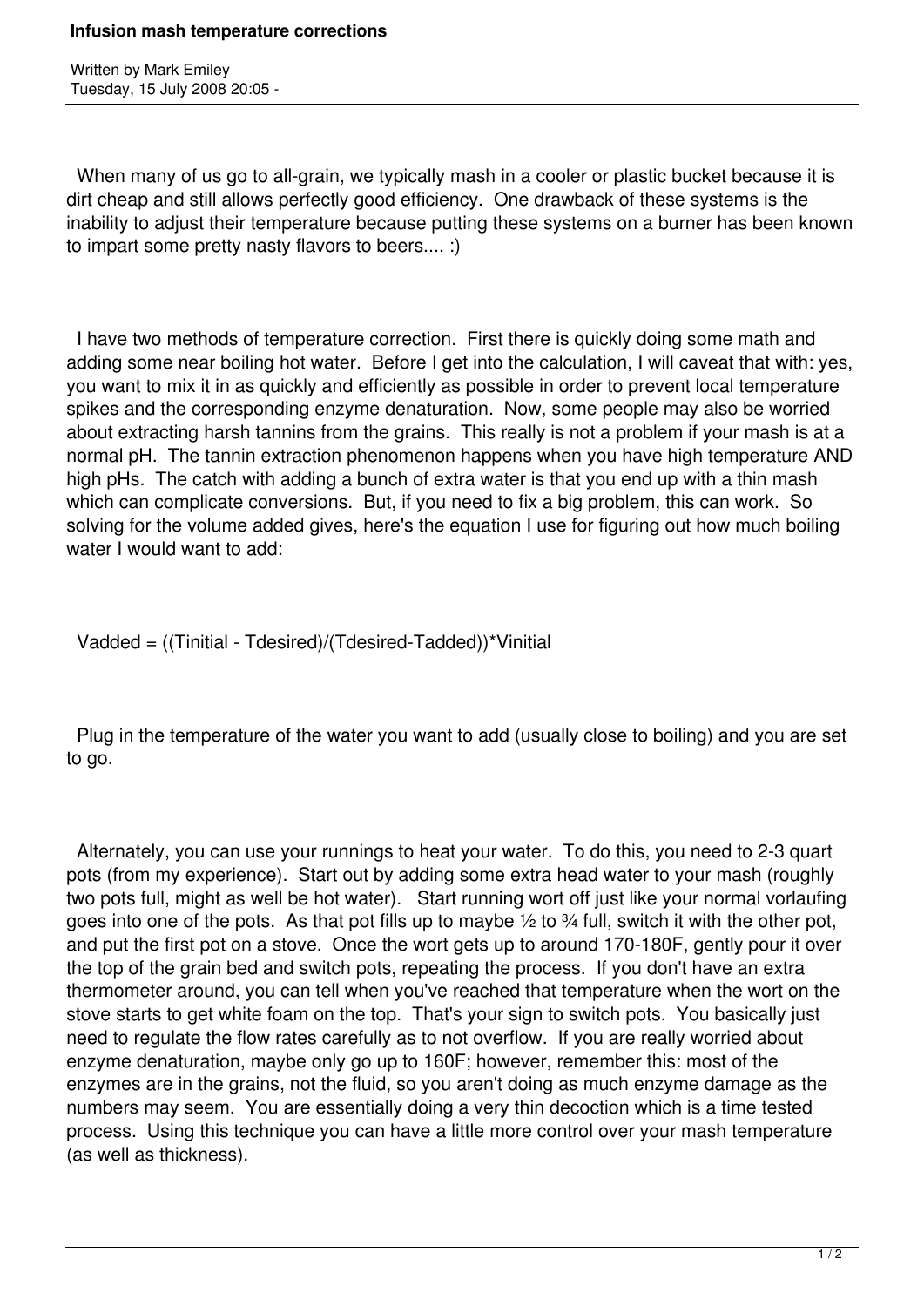# Infusion mash temperature corrections

Written by Mark Emiley
Tuesday, 15 July 2008 20:05 -

When many of us go to all-grain, we typically mash in a cooler or plastic bucket because it is dirt cheap and still allows perfectly good efficiency. One drawback of these systems is the inability to adjust their temperature because putting these systems on a burner has been known to impart some pretty nasty flavors to beers.... :)

I have two methods of temperature correction. First there is quickly doing some math and adding some near boiling hot water. Before I get into the calculation, I will caveat that with: yes, you want to mix it in as quickly and efficiently as possible in order to prevent local temperature spikes and the corresponding enzyme denaturation. Now, some people may also be worried about extracting harsh tannins from the grains. This really is not a problem if your mash is at a normal pH. The tannin extraction phenomenon happens when you have high temperature AND high pHs. The catch with adding a bunch of extra water is that you end up with a thin mash which can complicate conversions. But, if you need to fix a big problem, this can work. So solving for the volume added gives, here's the equation I use for figuring out how much boiling water I would want to add:

$$V_{added} = \left(\frac{T_{initial} - T_{desired}}{T_{desired} - T_{added}}\right) \cdot V_{initial}$$

Plug in the temperature of the water you want to add (usually close to boiling) and you are set to go.

Alternately, you can use your runnings to heat your water. To do this, you need to 2-3 quart pots (from my experience). Start out by adding some extra head water to your mash (roughly two pots full, might as well be hot water). Start running wort off just like your normal vorlaufing goes into one of the pots. As that pot fills up to maybe ½ to ¾ full, switch it with the other pot, and put the first pot on a stove. Once the wort gets up to around 170-180F, gently pour it over the top of the grain bed and switch pots, repeating the process. If you don't have an extra thermometer around, you can tell when you've reached that temperature when the wort on the stove starts to get white foam on the top. That's your sign to switch pots. You basically just need to regulate the flow rates carefully as to not overflow. If you are really worried about enzyme denaturation, maybe only go up to 160F; however, remember this: most of the enzymes are in the grains, not the fluid, so you aren't doing as much enzyme damage as the numbers may seem. You are essentially doing a very thin decoction which is a time tested process. Using this technique you can have a little more control over your mash temperature (as well as thickness).